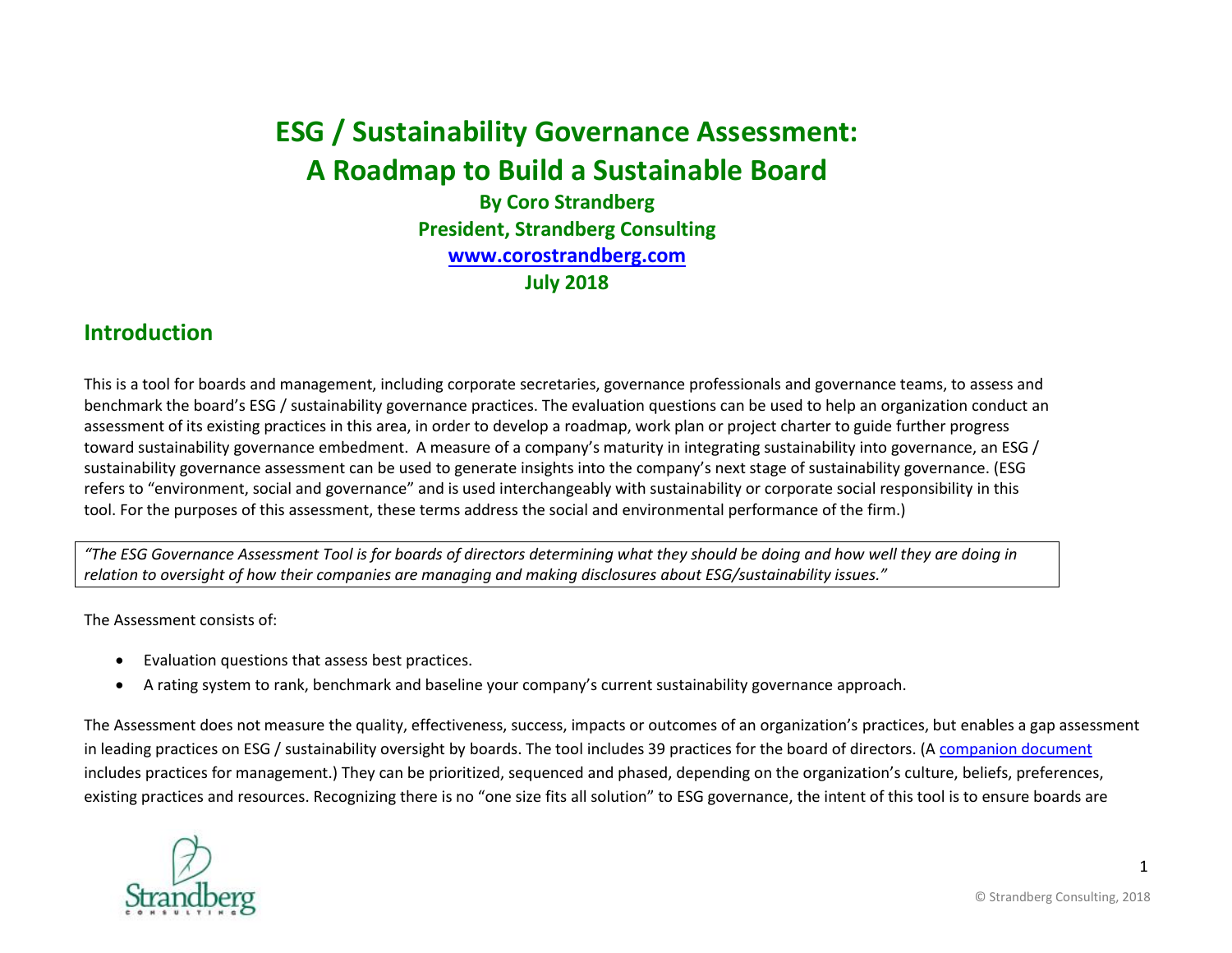# ESG / Sustainability Governance Assessment: A Roadmap to Build a Sustainable Board

**By Coro Strandberg**

**President, Strandberg Consulting**

**[www.corostrandberg.com](http://www.corostrandberg.com)**

**July 2018**

## Introduction

This is a tool for boards and management, including corporate secretaries, governance professionals and governance teams, to assess and benchmark the board's ESG / sustainability governance practices. The evaluation questions can be used to help an organization conduct an assessment of its existing practices in this area, in order to develop a roadmap, work plan or project charter to guide further progress toward sustainability governance embedment. A measure of a company's maturity in integrating sustainability into governance, an ESG / sustainability governance assessment can be used to generate insights into the company's next stage of sustainability governance. (ESG refers to "environment, social and governance" and is used interchangeably with sustainability or corporate social responsibility in this tool. For the purposes of this assessment, these terms address the social and environmental performance of the firm.)

> *"The ESG Governance Assessment Tool is for boards of directors determining what they should be doing and how well they are doing in relation to oversight of how their companies are managing and making disclosures about ESG/sustainability issues."*

The Assessment consists of:

- Evaluation questions that assess best practices.
- A rating system to rank, benchmark and baseline your company's current sustainability governance approach.

The Assessment does not measure the quality, effectiveness, success, impacts or outcomes of an organization's practices, but enables a gap assessment in leading practices on ESG / sustainability oversight by boards. The tool includes 39 practices for the board of directors. (A companion document includes practices for management.) They can be prioritized, sequenced and phased, depending on the organization's culture, beliefs, preferences, existing practices and resources. Recognizing there is no "one size fits all solution" to ESG governance, the intent of this tool is to ensure boards are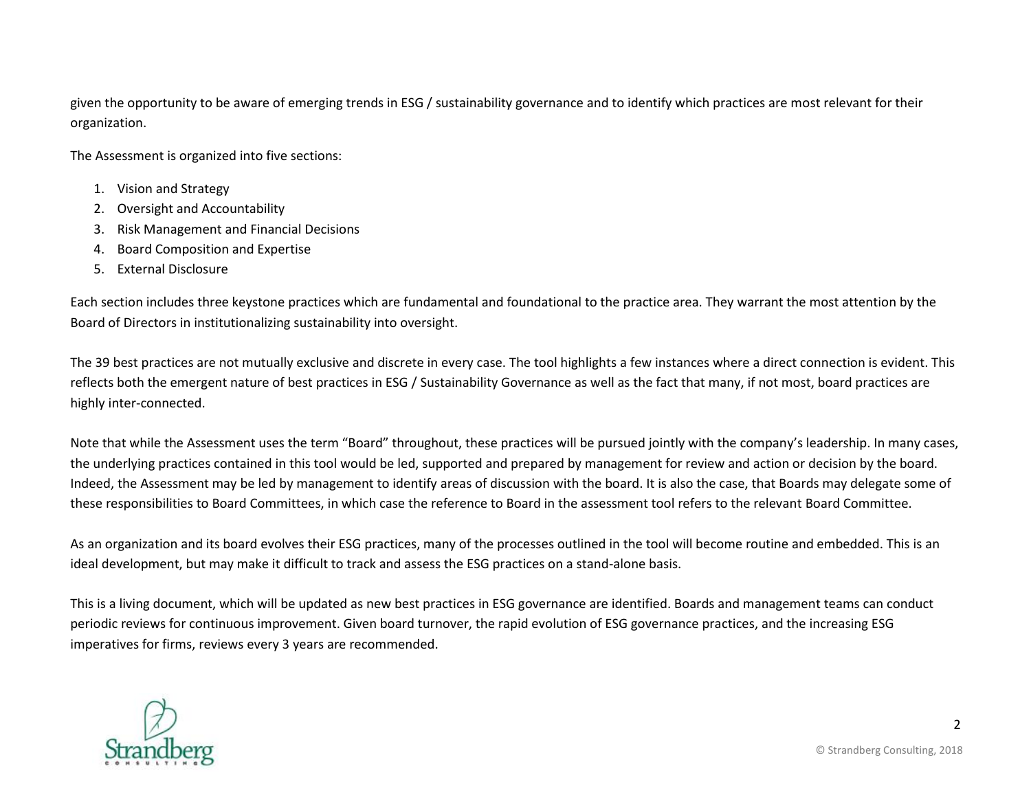given the opportunity to be aware of emerging trends in ESG / sustainability governance and to identify which practices are most relevant for their organization.

The Assessment is organized into five sections:

1. Vision and Strategy
2. Oversight and Accountability
3. Risk Management and Financial Decisions
4. Board Composition and Expertise
5. External Disclosure

Each section includes three keystone practices which are fundamental and foundational to the practice area. They warrant the most attention by the Board of Directors in institutionalizing sustainability into oversight.

The 39 best practices are not mutually exclusive and discrete in every case. The tool highlights a few instances where a direct connection is evident. This reflects both the emergent nature of best practices in ESG / Sustainability Governance as well as the fact that many, if not most, board practices are highly inter-connected.

Note that while the Assessment uses the term "Board" throughout, these practices will be pursued jointly with the company's leadership. In many cases, the underlying practices contained in this tool would be led, supported and prepared by management for review and action or decision by the board. Indeed, the Assessment may be led by management to identify areas of discussion with the board. It is also the case, that Boards may delegate some of these responsibilities to Board Committees, in which case the reference to Board in the assessment tool refers to the relevant Board Committee.

As an organization and its board evolves their ESG practices, many of the processes outlined in the tool will become routine and embedded. This is an ideal development, but may make it difficult to track and assess the ESG practices on a stand-alone basis.

This is a living document, which will be updated as new best practices in ESG governance are identified. Boards and management teams can conduct periodic reviews for continuous improvement. Given board turnover, the rapid evolution of ESG governance practices, and the increasing ESG imperatives for firms, reviews every 3 years are recommended.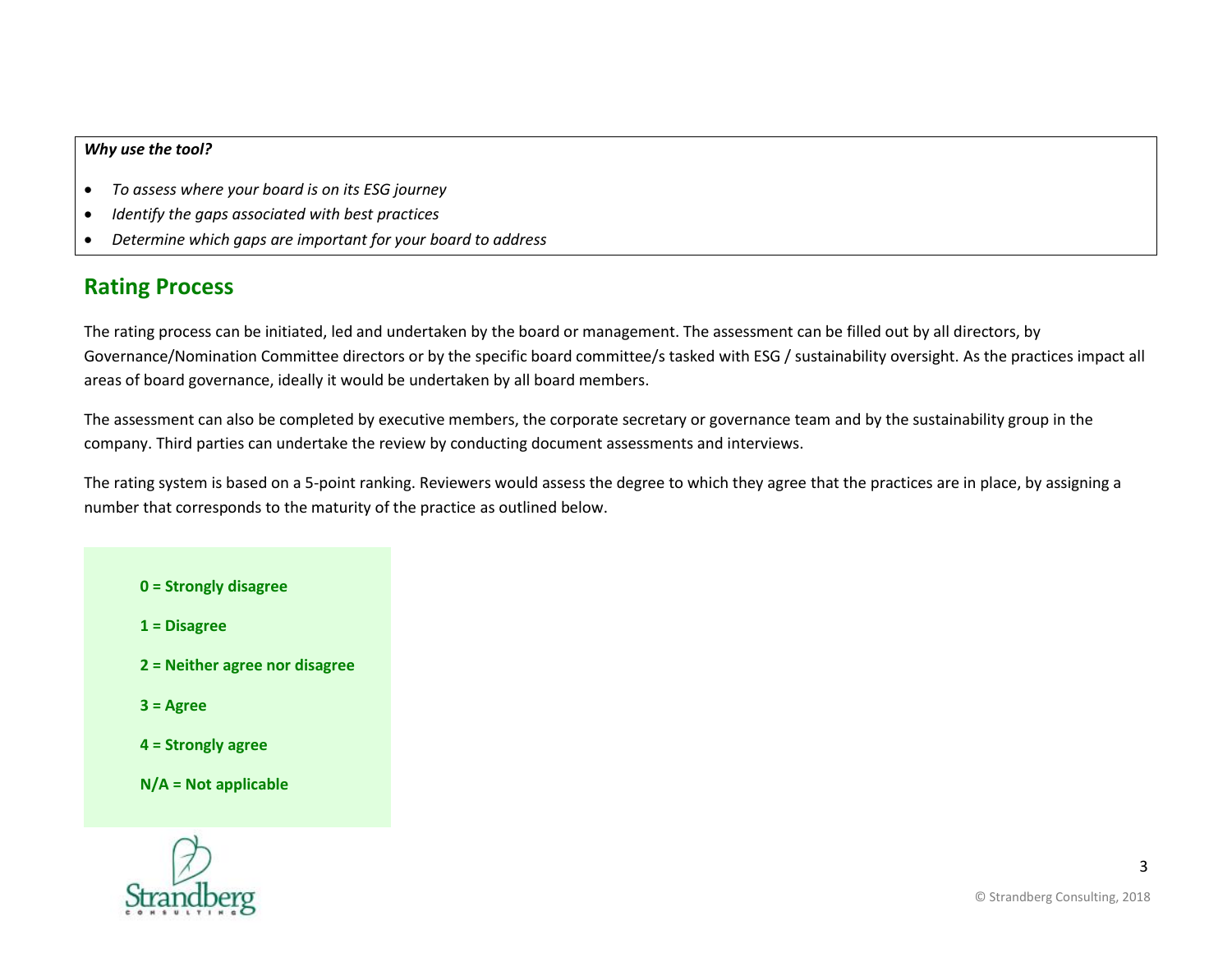***Why use the tool?***

- *To assess where your board is on its ESG journey*
- *Identify the gaps associated with best practices*
- *Determine which gaps are important for your board to address*

## Rating Process

The rating process can be initiated, led and undertaken by the board or management. The assessment can be filled out by all directors, by Governance/Nomination Committee directors or by the specific board committee/s tasked with ESG / sustainability oversight. As the practices impact all areas of board governance, ideally it would be undertaken by all board members.

The assessment can also be completed by executive members, the corporate secretary or governance team and by the sustainability group in the company. Third parties can undertake the review by conducting document assessments and interviews.

The rating system is based on a 5-point ranking. Reviewers would assess the degree to which they agree that the practices are in place, by assigning a number that corresponds to the maturity of the practice as outlined below.

**0 = Strongly disagree**

**1 = Disagree**

**2 = Neither agree nor disagree**

**3 = Agree**

**4 = Strongly agree**

**N/A = Not applicable**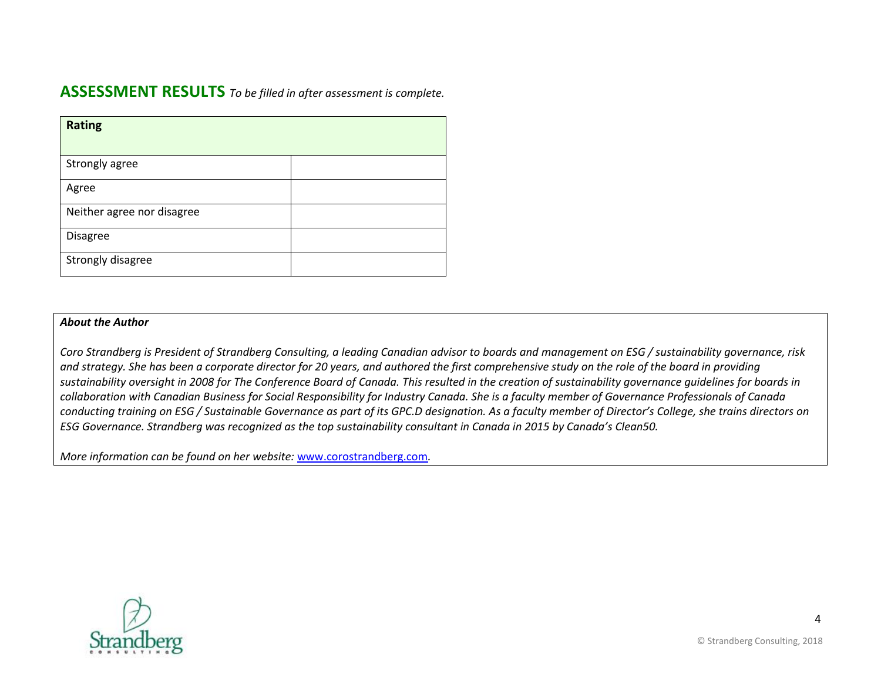## ASSESSMENT RESULTS *To be filled in after assessment is complete.*

| Rating | |
|---|---|
| Strongly agree | |
| Agree | |
| Neither agree nor disagree | |
| Disagree | |
| Strongly disagree | |

***About the Author***

*Coro Strandberg is President of Strandberg Consulting, a leading Canadian advisor to boards and management on ESG / sustainability governance, risk and strategy. She has been a corporate director for 20 years, and authored the first comprehensive study on the role of the board in providing sustainability oversight in 2008 for The Conference Board of Canada. This resulted in the creation of sustainability governance guidelines for boards in collaboration with Canadian Business for Social Responsibility for Industry Canada. She is a faculty member of Governance Professionals of Canada conducting training on ESG / Sustainable Governance as part of its GPC.D designation. As a faculty member of Director's College, she trains directors on ESG Governance. Strandberg was recognized as the top sustainability consultant in Canada in 2015 by Canada's Clean50.*

*More information can be found on her website:* [www.corostrandberg.com](http://www.corostrandberg.com).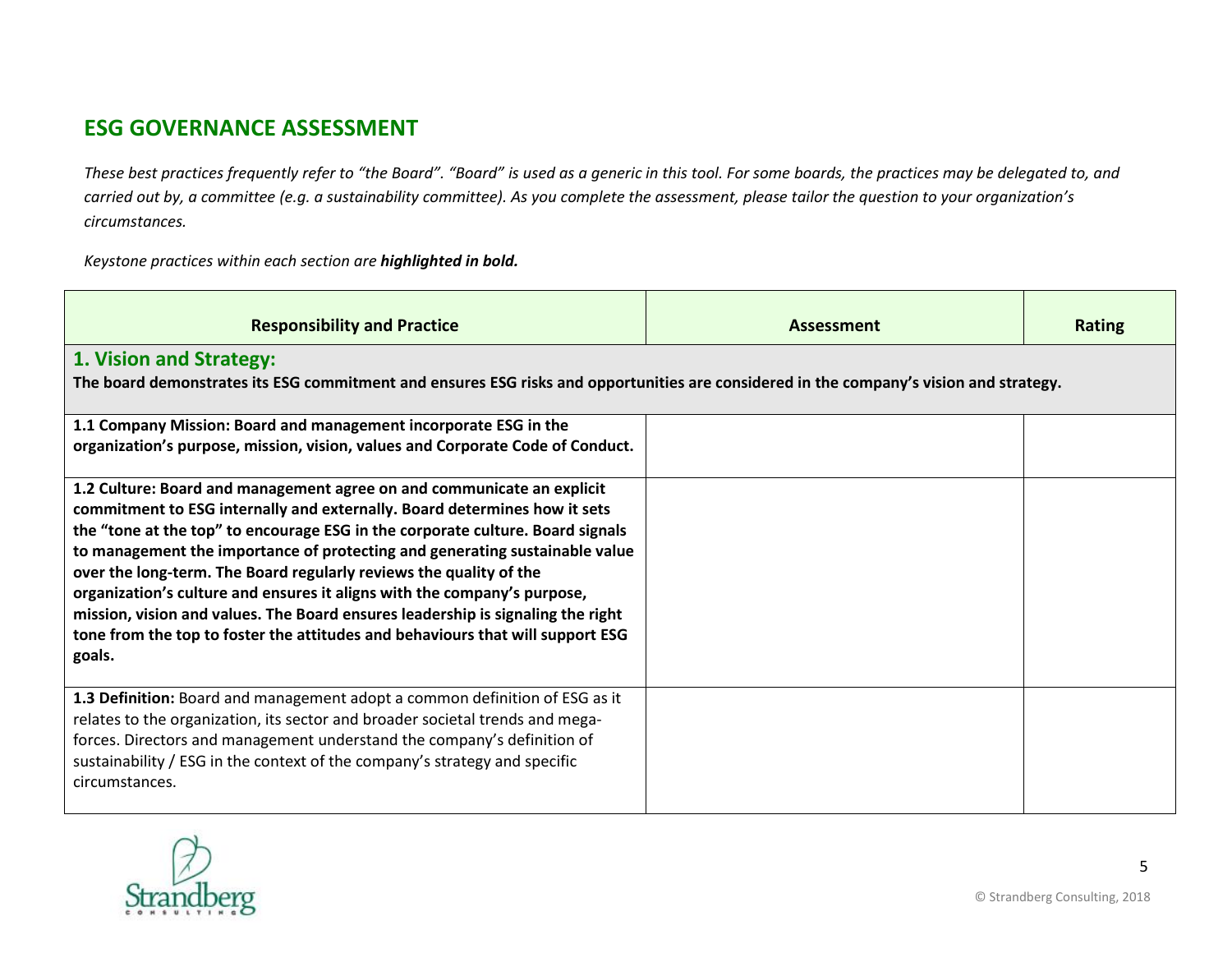## ESG GOVERNANCE ASSESSMENT

*These best practices frequently refer to "the Board". "Board" is used as a generic in this tool. For some boards, the practices may be delegated to, and carried out by, a committee (e.g. a sustainability committee). As you complete the assessment, please tailor the question to your organization's circumstances.*

*Keystone practices within each section are **highlighted in bold.***

| Responsibility and Practice | Assessment | Rating |
|---|---|---|
| **1. Vision and Strategy:** **The board demonstrates its ESG commitment and ensures ESG risks and opportunities are considered in the company's vision and strategy.** | | |
| **1.1 Company Mission: Board and management incorporate ESG in the organization's purpose, mission, vision, values and Corporate Code of Conduct.** | | |
| **1.2 Culture: Board and management agree on and communicate an explicit commitment to ESG internally and externally. Board determines how it sets the "tone at the top" to encourage ESG in the corporate culture. Board signals to management the importance of protecting and generating sustainable value over the long-term. The Board regularly reviews the quality of the organization's culture and ensures it aligns with the company's purpose, mission, vision and values. The Board ensures leadership is signaling the right tone from the top to foster the attitudes and behaviours that will support ESG goals.** | | |
| **1.3 Definition:** Board and management adopt a common definition of ESG as it relates to the organization, its sector and broader societal trends and mega-forces. Directors and management understand the company's definition of sustainability / ESG in the context of the company's strategy and specific circumstances. | | |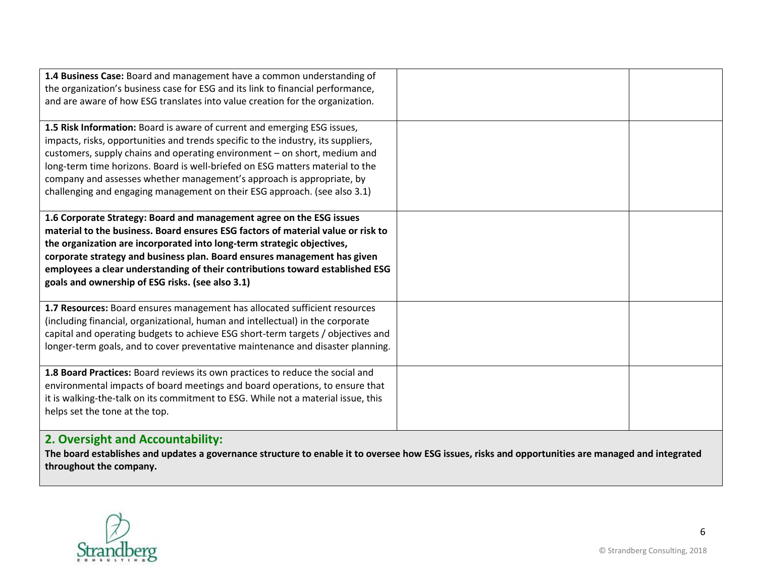| | | |
|---|---|---|
| **1.4 Business Case:** Board and management have a common understanding of the organization's business case for ESG and its link to financial performance, and are aware of how ESG translates into value creation for the organization. | | |
| **1.5 Risk Information:** Board is aware of current and emerging ESG issues, impacts, risks, opportunities and trends specific to the industry, its suppliers, customers, supply chains and operating environment – on short, medium and long-term time horizons. Board is well-briefed on ESG matters material to the company and assesses whether management's approach is appropriate, by challenging and engaging management on their ESG approach. (see also 3.1) | | |
| **1.6 Corporate Strategy: Board and management agree on the ESG issues material to the business. Board ensures ESG factors of material value or risk to the organization are incorporated into long-term strategic objectives, corporate strategy and business plan. Board ensures management has given employees a clear understanding of their contributions toward established ESG goals and ownership of ESG risks. (see also 3.1)** | | |
| **1.7 Resources:** Board ensures management has allocated sufficient resources (including financial, organizational, human and intellectual) in the corporate capital and operating budgets to achieve ESG short-term targets / objectives and longer-term goals, and to cover preventative maintenance and disaster planning. | | |
| **1.8 Board Practices:** Board reviews its own practices to reduce the social and environmental impacts of board meetings and board operations, to ensure that it is walking-the-talk on its commitment to ESG. While not a material issue, this helps set the tone at the top. | | |

## 2. Oversight and Accountability:

**The board establishes and updates a governance structure to enable it to oversee how ESG issues, risks and opportunities are managed and integrated throughout the company.**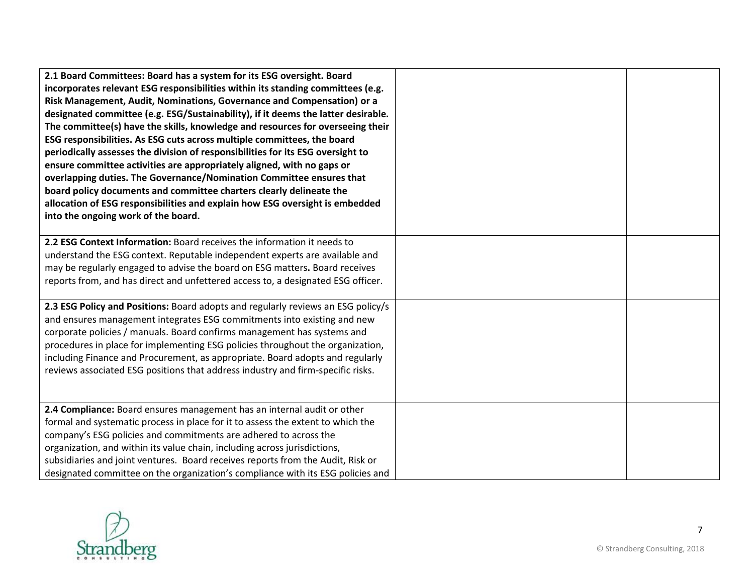| | | |
|---|---|---|
| **2.1 Board Committees: Board has a system for its ESG oversight. Board incorporates relevant ESG responsibilities within its standing committees (e.g. Risk Management, Audit, Nominations, Governance and Compensation) or a designated committee (e.g. ESG/Sustainability), if it deems the latter desirable. The committee(s) have the skills, knowledge and resources for overseeing their ESG responsibilities. As ESG cuts across multiple committees, the board periodically assesses the division of responsibilities for its ESG oversight to ensure committee activities are appropriately aligned, with no gaps or overlapping duties. The Governance/Nomination Committee ensures that board policy documents and committee charters clearly delineate the allocation of ESG responsibilities and explain how ESG oversight is embedded into the ongoing work of the board.** | | |
| **2.2 ESG Context Information:** Board receives the information it needs to understand the ESG context. Reputable independent experts are available and may be regularly engaged to advise the board on ESG matters**.** Board receives reports from, and has direct and unfettered access to, a designated ESG officer. | | |
| **2.3 ESG Policy and Positions:** Board adopts and regularly reviews an ESG policy/s and ensures management integrates ESG commitments into existing and new corporate policies / manuals. Board confirms management has systems and procedures in place for implementing ESG policies throughout the organization, including Finance and Procurement, as appropriate. Board adopts and regularly reviews associated ESG positions that address industry and firm-specific risks. | | |
| **2.4 Compliance:** Board ensures management has an internal audit or other formal and systematic process in place for it to assess the extent to which the company's ESG policies and commitments are adhered to across the organization, and within its value chain, including across jurisdictions, subsidiaries and joint ventures. Board receives reports from the Audit, Risk or designated committee on the organization's compliance with its ESG policies and | | |

© Strandberg Consulting, 2018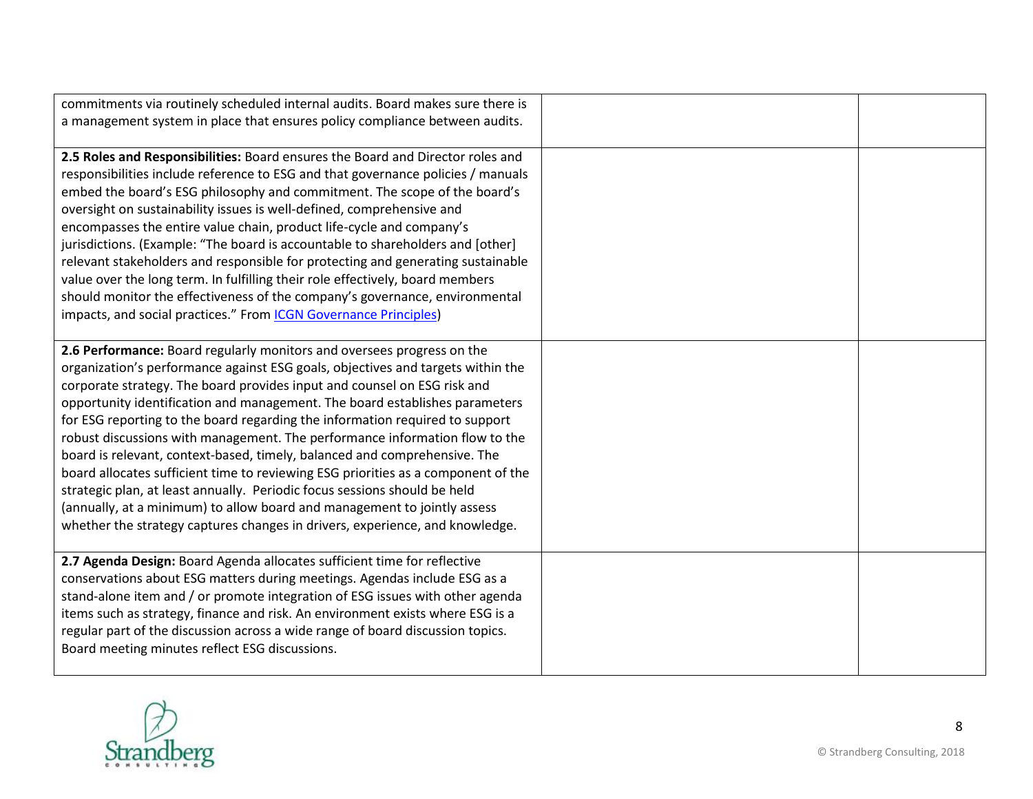| | | |
|---|---|---|
| commitments via routinely scheduled internal audits. Board makes sure there is a management system in place that ensures policy compliance between audits. | | |
| **2.5 Roles and Responsibilities:** Board ensures the Board and Director roles and responsibilities include reference to ESG and that governance policies / manuals embed the board's ESG philosophy and commitment. The scope of the board's oversight on sustainability issues is well-defined, comprehensive and encompasses the entire value chain, product life-cycle and company's jurisdictions. (Example: "The board is accountable to shareholders and [other] relevant stakeholders and responsible for protecting and generating sustainable value over the long term. In fulfilling their role effectively, board members should monitor the effectiveness of the company's governance, environmental impacts, and social practices." From ICGN Governance Principles) | | |
| **2.6 Performance:** Board regularly monitors and oversees progress on the organization's performance against ESG goals, objectives and targets within the corporate strategy. The board provides input and counsel on ESG risk and opportunity identification and management. The board establishes parameters for ESG reporting to the board regarding the information required to support robust discussions with management. The performance information flow to the board is relevant, context-based, timely, balanced and comprehensive. The board allocates sufficient time to reviewing ESG priorities as a component of the strategic plan, at least annually. Periodic focus sessions should be held (annually, at a minimum) to allow board and management to jointly assess whether the strategy captures changes in drivers, experience, and knowledge. | | |
| **2.7 Agenda Design:** Board Agenda allocates sufficient time for reflective conservations about ESG matters during meetings. Agendas include ESG as a stand-alone item and / or promote integration of ESG issues with other agenda items such as strategy, finance and risk. An environment exists where ESG is a regular part of the discussion across a wide range of board discussion topics. Board meeting minutes reflect ESG discussions. | | |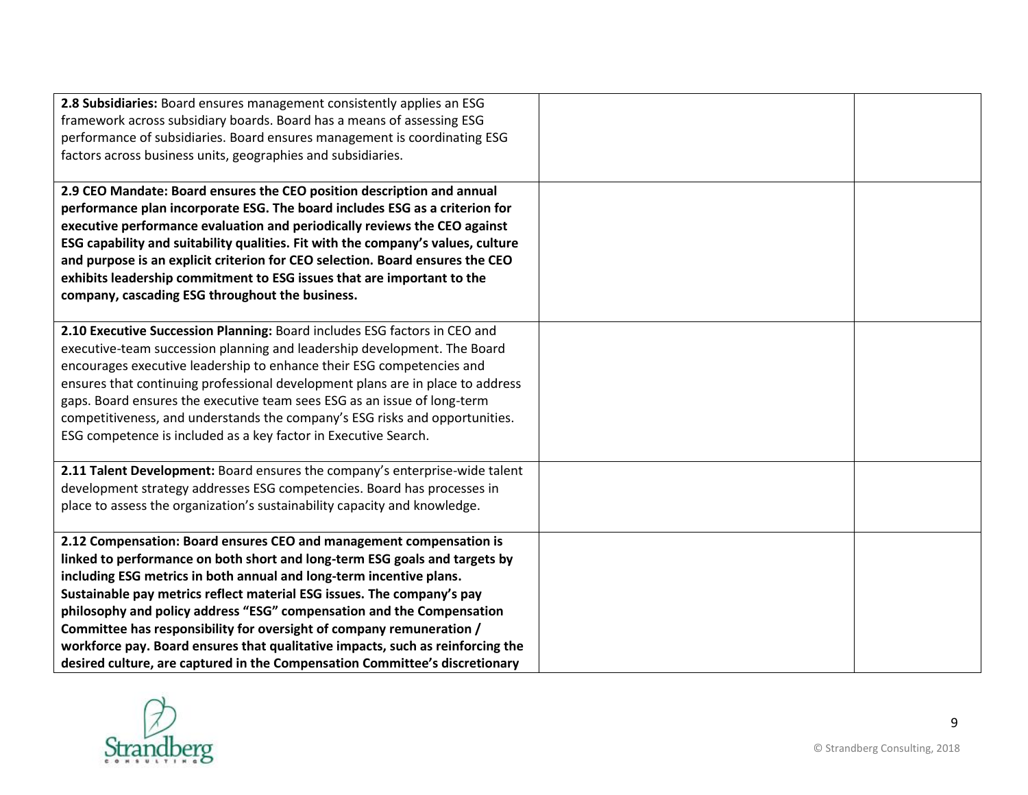| | | |
|---|---|---|
| **2.8 Subsidiaries:** Board ensures management consistently applies an ESG framework across subsidiary boards. Board has a means of assessing ESG performance of subsidiaries. Board ensures management is coordinating ESG factors across business units, geographies and subsidiaries. | | |
| **2.9 CEO Mandate: Board ensures the CEO position description and annual performance plan incorporate ESG. The board includes ESG as a criterion for executive performance evaluation and periodically reviews the CEO against ESG capability and suitability qualities. Fit with the company's values, culture and purpose is an explicit criterion for CEO selection. Board ensures the CEO exhibits leadership commitment to ESG issues that are important to the company, cascading ESG throughout the business.** | | |
| **2.10 Executive Succession Planning:** Board includes ESG factors in CEO and executive-team succession planning and leadership development. The Board encourages executive leadership to enhance their ESG competencies and ensures that continuing professional development plans are in place to address gaps. Board ensures the executive team sees ESG as an issue of long-term competitiveness, and understands the company's ESG risks and opportunities. ESG competence is included as a key factor in Executive Search. | | |
| **2.11 Talent Development:** Board ensures the company's enterprise-wide talent development strategy addresses ESG competencies. Board has processes in place to assess the organization's sustainability capacity and knowledge. | | |
| **2.12 Compensation: Board ensures CEO and management compensation is linked to performance on both short and long-term ESG goals and targets by including ESG metrics in both annual and long-term incentive plans. Sustainable pay metrics reflect material ESG issues. The company's pay philosophy and policy address "ESG" compensation and the Compensation Committee has responsibility for oversight of company remuneration / workforce pay. Board ensures that qualitative impacts, such as reinforcing the desired culture, are captured in the Compensation Committee's discretionary** | | |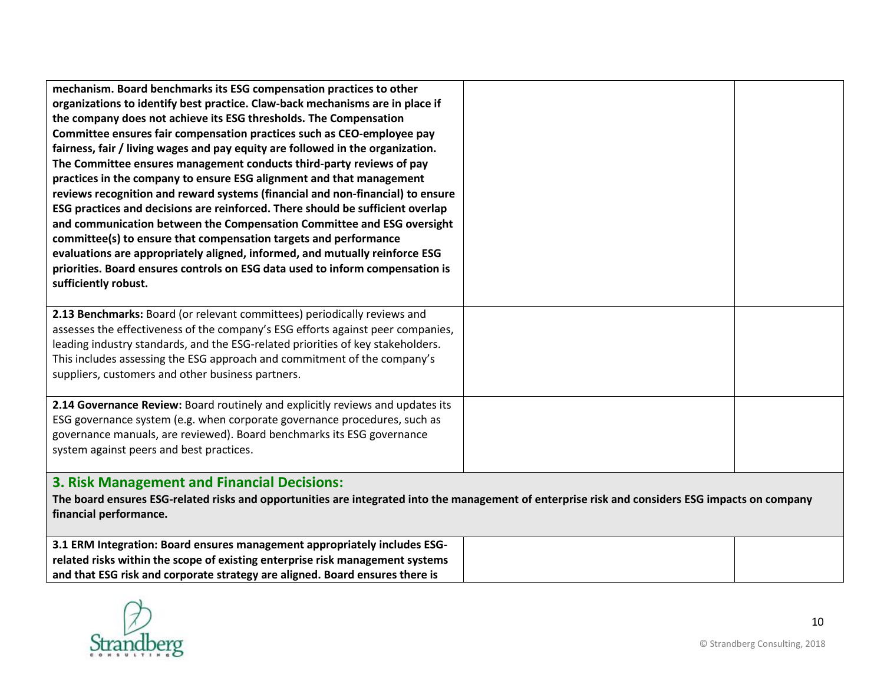| | | |
|---|---|---|
| **mechanism. Board benchmarks its ESG compensation practices to other organizations to identify best practice. Claw-back mechanisms are in place if the company does not achieve its ESG thresholds. The Compensation Committee ensures fair compensation practices such as CEO-employee pay fairness, fair / living wages and pay equity are followed in the organization. The Committee ensures management conducts third-party reviews of pay practices in the company to ensure ESG alignment and that management reviews recognition and reward systems (financial and non-financial) to ensure ESG practices and decisions are reinforced. There should be sufficient overlap and communication between the Compensation Committee and ESG oversight committee(s) to ensure that compensation targets and performance evaluations are appropriately aligned, informed, and mutually reinforce ESG priorities. Board ensures controls on ESG data used to inform compensation is sufficiently robust.** | | |
| **2.13 Benchmarks:** Board (or relevant committees) periodically reviews and assesses the effectiveness of the company's ESG efforts against peer companies, leading industry standards, and the ESG-related priorities of key stakeholders. This includes assessing the ESG approach and commitment of the company's suppliers, customers and other business partners. | | |
| **2.14 Governance Review:** Board routinely and explicitly reviews and updates its ESG governance system (e.g. when corporate governance procedures, such as governance manuals, are reviewed). Board benchmarks its ESG governance system against peers and best practices. | | |

## 3. Risk Management and Financial Decisions:

**The board ensures ESG-related risks and opportunities are integrated into the management of enterprise risk and considers ESG impacts on company financial performance.**

| | | |
|---|---|---|
| **3.1 ERM Integration: Board ensures management appropriately includes ESG-related risks within the scope of existing enterprise risk management systems and that ESG risk and corporate strategy are aligned. Board ensures there is** | | |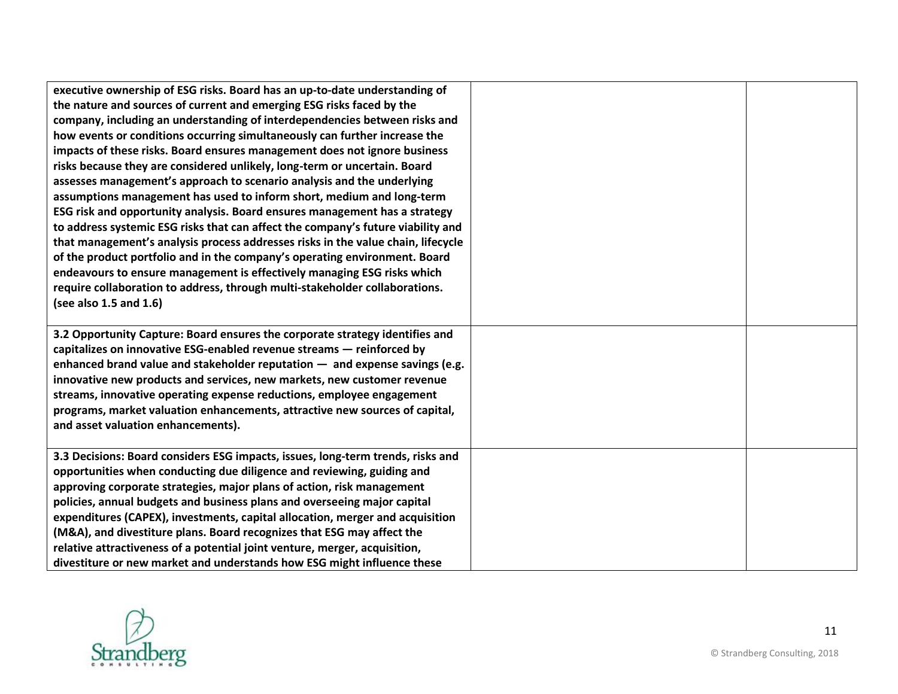| | | |
|---|---|---|
| **executive ownership of ESG risks. Board has an up-to-date understanding of the nature and sources of current and emerging ESG risks faced by the company, including an understanding of interdependencies between risks and how events or conditions occurring simultaneously can further increase the impacts of these risks. Board ensures management does not ignore business risks because they are considered unlikely, long-term or uncertain. Board assesses management's approach to scenario analysis and the underlying assumptions management has used to inform short, medium and long-term ESG risk and opportunity analysis. Board ensures management has a strategy to address systemic ESG risks that can affect the company's future viability and that management's analysis process addresses risks in the value chain, lifecycle of the product portfolio and in the company's operating environment. Board endeavours to ensure management is effectively managing ESG risks which require collaboration to address, through multi-stakeholder collaborations. (see also 1.5 and 1.6)** | | |
| **3.2 Opportunity Capture: Board ensures the corporate strategy identifies and capitalizes on innovative ESG-enabled revenue streams — reinforced by enhanced brand value and stakeholder reputation — and expense savings (e.g. innovative new products and services, new markets, new customer revenue streams, innovative operating expense reductions, employee engagement programs, market valuation enhancements, attractive new sources of capital, and asset valuation enhancements).** | | |
| **3.3 Decisions: Board considers ESG impacts, issues, long-term trends, risks and opportunities when conducting due diligence and reviewing, guiding and approving corporate strategies, major plans of action, risk management policies, annual budgets and business plans and overseeing major capital expenditures (CAPEX), investments, capital allocation, merger and acquisition (M&A), and divestiture plans. Board recognizes that ESG may affect the relative attractiveness of a potential joint venture, merger, acquisition, divestiture or new market and understands how ESG might influence these** | | |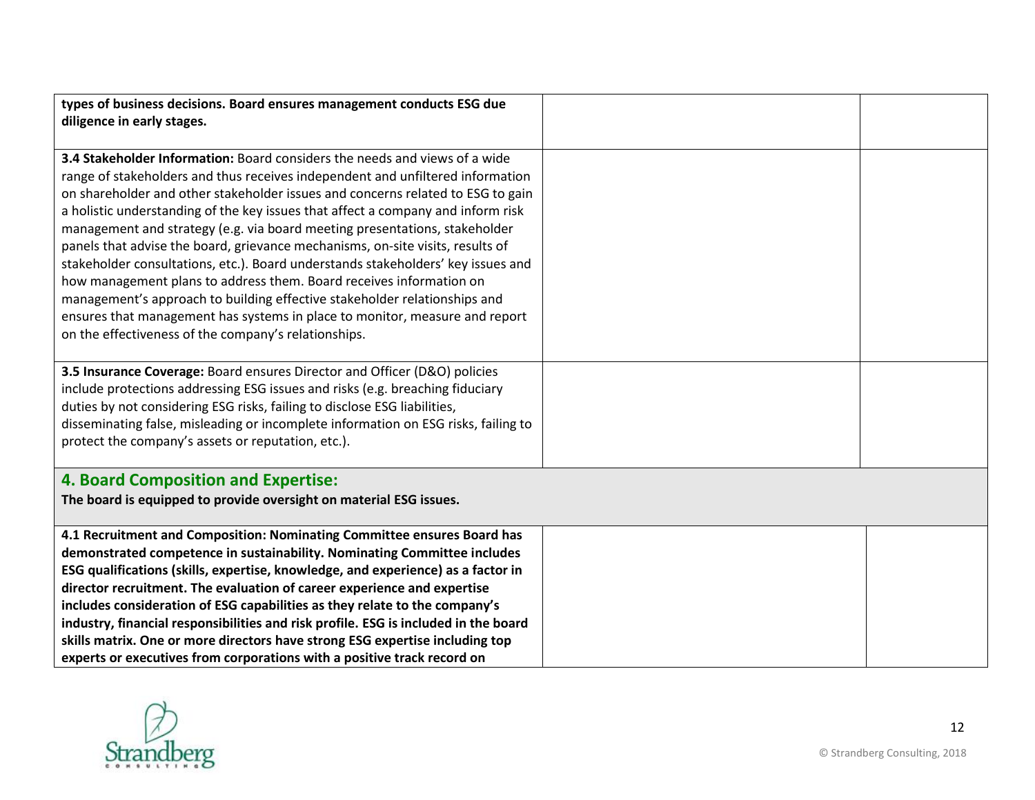| | | |
|---|---|---|
| **types of business decisions. Board ensures management conducts ESG due diligence in early stages.** | | |
| **3.4 Stakeholder Information:** Board considers the needs and views of a wide range of stakeholders and thus receives independent and unfiltered information on shareholder and other stakeholder issues and concerns related to ESG to gain a holistic understanding of the key issues that affect a company and inform risk management and strategy (e.g. via board meeting presentations, stakeholder panels that advise the board, grievance mechanisms, on-site visits, results of stakeholder consultations, etc.). Board understands stakeholders' key issues and how management plans to address them. Board receives information on management's approach to building effective stakeholder relationships and ensures that management has systems in place to monitor, measure and report on the effectiveness of the company's relationships. | | |
| **3.5 Insurance Coverage:** Board ensures Director and Officer (D&O) policies include protections addressing ESG issues and risks (e.g. breaching fiduciary duties by not considering ESG risks, failing to disclose ESG liabilities, disseminating false, misleading or incomplete information on ESG risks, failing to protect the company's assets or reputation, etc.). | | |

## 4. Board Composition and Expertise:

**The board is equipped to provide oversight on material ESG issues.**

| | | |
|---|---|---|
| **4.1 Recruitment and Composition: Nominating Committee ensures Board has demonstrated competence in sustainability. Nominating Committee includes ESG qualifications (skills, expertise, knowledge, and experience) as a factor in director recruitment. The evaluation of career experience and expertise includes consideration of ESG capabilities as they relate to the company's industry, financial responsibilities and risk profile. ESG is included in the board skills matrix. One or more directors have strong ESG expertise including top experts or executives from corporations with a positive track record on** | | |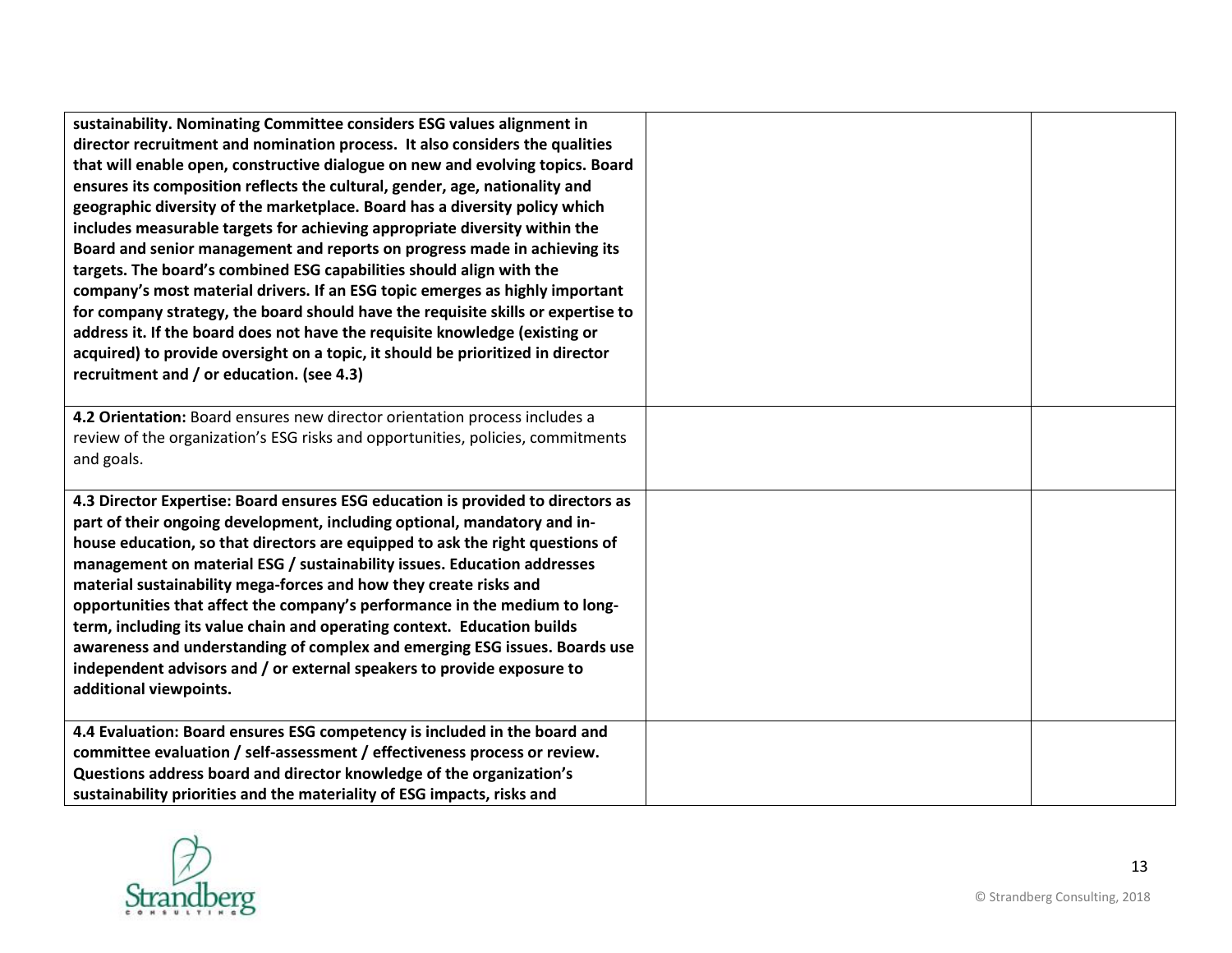| | | |
|---|---|---|
| **sustainability. Nominating Committee considers ESG values alignment in director recruitment and nomination process. It also considers the qualities that will enable open, constructive dialogue on new and evolving topics. Board ensures its composition reflects the cultural, gender, age, nationality and geographic diversity of the marketplace. Board has a diversity policy which includes measurable targets for achieving appropriate diversity within the Board and senior management and reports on progress made in achieving its targets. The board's combined ESG capabilities should align with the company's most material drivers. If an ESG topic emerges as highly important for company strategy, the board should have the requisite skills or expertise to address it. If the board does not have the requisite knowledge (existing or acquired) to provide oversight on a topic, it should be prioritized in director recruitment and / or education. (see 4.3)** | | |
| **4.2 Orientation:** Board ensures new director orientation process includes a review of the organization's ESG risks and opportunities, policies, commitments and goals. | | |
| **4.3 Director Expertise: Board ensures ESG education is provided to directors as part of their ongoing development, including optional, mandatory and in-house education, so that directors are equipped to ask the right questions of management on material ESG / sustainability issues. Education addresses material sustainability mega-forces and how they create risks and opportunities that affect the company's performance in the medium to long-term, including its value chain and operating context. Education builds awareness and understanding of complex and emerging ESG issues. Boards use independent advisors and / or external speakers to provide exposure to additional viewpoints.** | | |
| **4.4 Evaluation: Board ensures ESG competency is included in the board and committee evaluation / self-assessment / effectiveness process or review. Questions address board and director knowledge of the organization's sustainability priorities and the materiality of ESG impacts, risks and** | | |

© Strandberg Consulting, 2018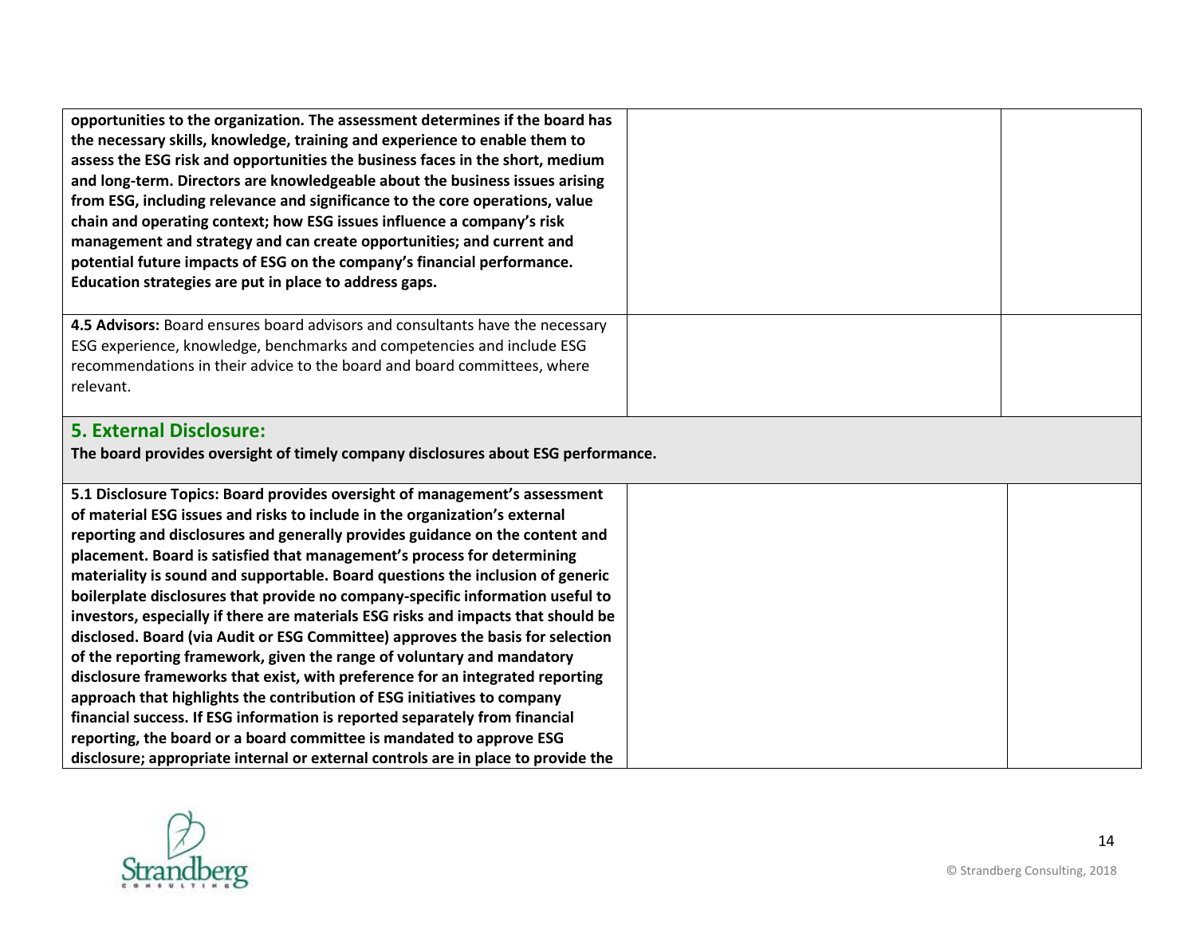| | | |
|---|---|---|
| **opportunities to the organization. The assessment determines if the board has the necessary skills, knowledge, training and experience to enable them to assess the ESG risk and opportunities the business faces in the short, medium and long-term. Directors are knowledgeable about the business issues arising from ESG, including relevance and significance to the core operations, value chain and operating context; how ESG issues influence a company's risk management and strategy and can create opportunities; and current and potential future impacts of ESG on the company's financial performance. Education strategies are put in place to address gaps.** | | |
| **4.5 Advisors:** Board ensures board advisors and consultants have the necessary ESG experience, knowledge, benchmarks and competencies and include ESG recommendations in their advice to the board and board committees, where relevant. | | |

## 5. External Disclosure:

**The board provides oversight of timely company disclosures about ESG performance.**

| | | |
|---|---|---|
| **5.1 Disclosure Topics: Board provides oversight of management's assessment of material ESG issues and risks to include in the organization's external reporting and disclosures and generally provides guidance on the content and placement. Board is satisfied that management's process for determining materiality is sound and supportable. Board questions the inclusion of generic boilerplate disclosures that provide no company-specific information useful to investors, especially if there are materials ESG risks and impacts that should be disclosed. Board (via Audit or ESG Committee) approves the basis for selection of the reporting framework, given the range of voluntary and mandatory disclosure frameworks that exist, with preference for an integrated reporting approach that highlights the contribution of ESG initiatives to company financial success. If ESG information is reported separately from financial reporting, the board or a board committee is mandated to approve ESG disclosure; appropriate internal or external controls are in place to provide the** | | |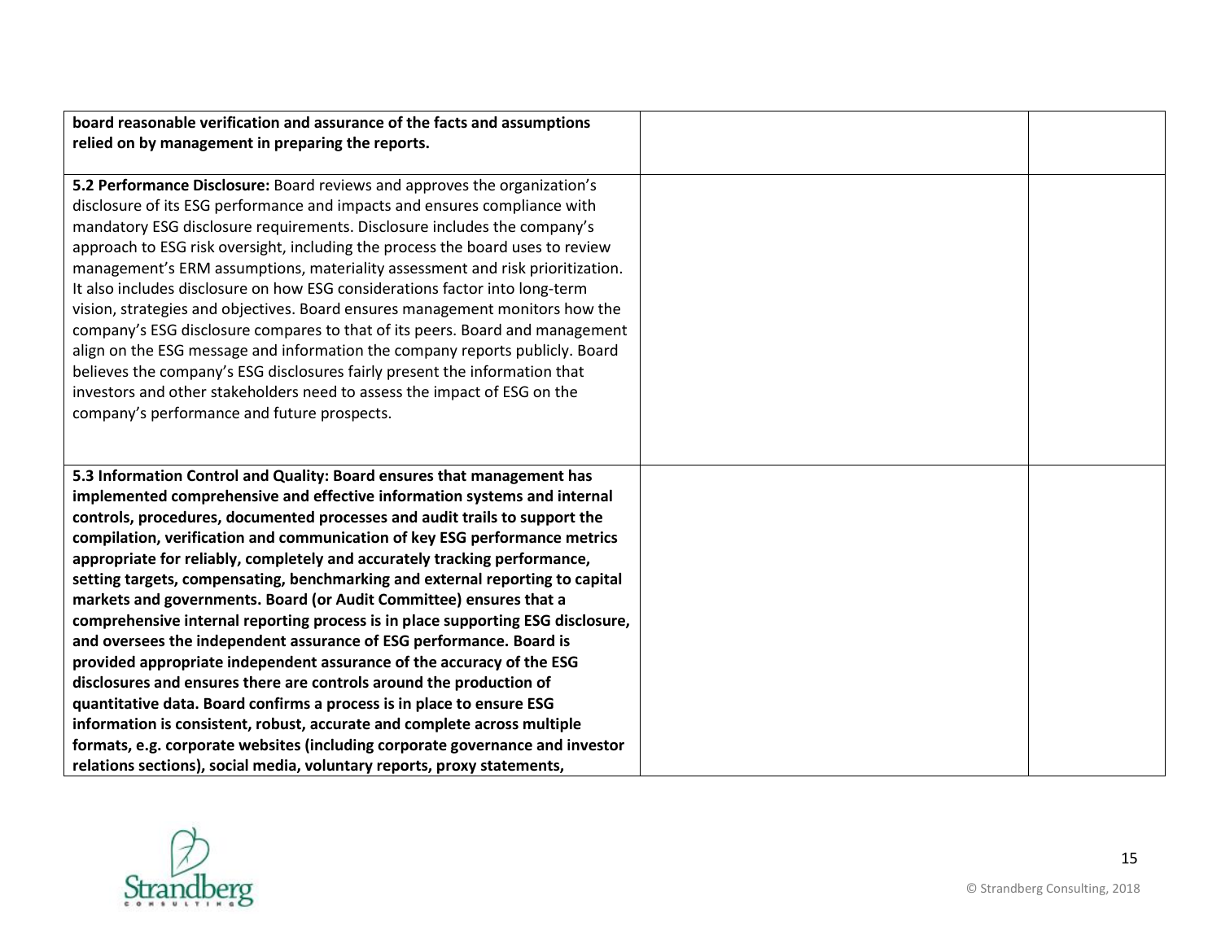| | | |
|---|---|---|
| **board reasonable verification and assurance of the facts and assumptions relied on by management in preparing the reports.** | | |
| **5.2 Performance Disclosure:** Board reviews and approves the organization's disclosure of its ESG performance and impacts and ensures compliance with mandatory ESG disclosure requirements. Disclosure includes the company's approach to ESG risk oversight, including the process the board uses to review management's ERM assumptions, materiality assessment and risk prioritization. It also includes disclosure on how ESG considerations factor into long-term vision, strategies and objectives. Board ensures management monitors how the company's ESG disclosure compares to that of its peers. Board and management align on the ESG message and information the company reports publicly. Board believes the company's ESG disclosures fairly present the information that investors and other stakeholders need to assess the impact of ESG on the company's performance and future prospects. | | |
| **5.3 Information Control and Quality: Board ensures that management has implemented comprehensive and effective information systems and internal controls, procedures, documented processes and audit trails to support the compilation, verification and communication of key ESG performance metrics appropriate for reliably, completely and accurately tracking performance, setting targets, compensating, benchmarking and external reporting to capital markets and governments. Board (or Audit Committee) ensures that a comprehensive internal reporting process is in place supporting ESG disclosure, and oversees the independent assurance of ESG performance. Board is provided appropriate independent assurance of the accuracy of the ESG disclosures and ensures there are controls around the production of quantitative data. Board confirms a process is in place to ensure ESG information is consistent, robust, accurate and complete across multiple formats, e.g. corporate websites (including corporate governance and investor relations sections), social media, voluntary reports, proxy statements,** | | |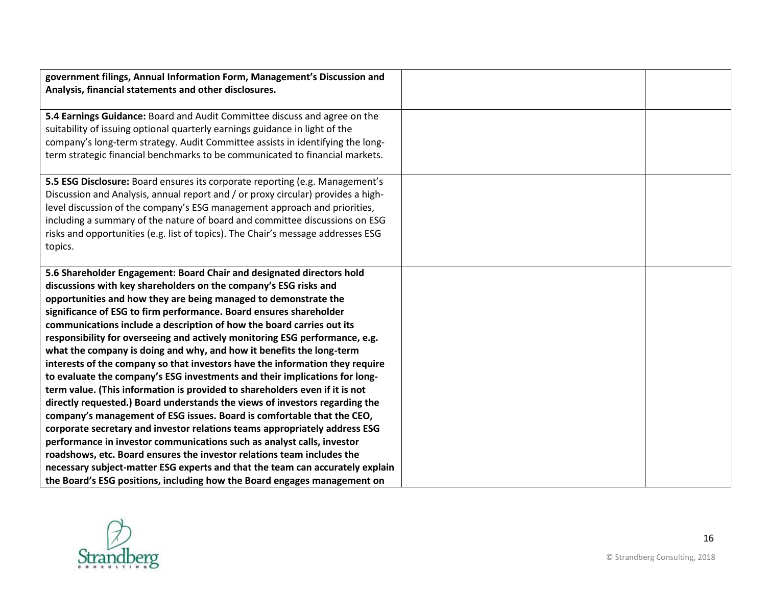| | | |
|---|---|---|
| **government filings, Annual Information Form, Management's Discussion and Analysis, financial statements and other disclosures.** | | |
| **5.4 Earnings Guidance:** Board and Audit Committee discuss and agree on the suitability of issuing optional quarterly earnings guidance in light of the company's long-term strategy. Audit Committee assists in identifying the long-term strategic financial benchmarks to be communicated to financial markets. | | |
| **5.5 ESG Disclosure:** Board ensures its corporate reporting (e.g. Management's Discussion and Analysis, annual report and / or proxy circular) provides a high-level discussion of the company's ESG management approach and priorities, including a summary of the nature of board and committee discussions on ESG risks and opportunities (e.g. list of topics). The Chair's message addresses ESG topics. | | |
| **5.6 Shareholder Engagement: Board Chair and designated directors hold discussions with key shareholders on the company's ESG risks and opportunities and how they are being managed to demonstrate the significance of ESG to firm performance. Board ensures shareholder communications include a description of how the board carries out its responsibility for overseeing and actively monitoring ESG performance, e.g. what the company is doing and why, and how it benefits the long-term interests of the company so that investors have the information they require to evaluate the company's ESG investments and their implications for long-term value. (This information is provided to shareholders even if it is not directly requested.) Board understands the views of investors regarding the company's management of ESG issues. Board is comfortable that the CEO, corporate secretary and investor relations teams appropriately address ESG performance in investor communications such as analyst calls, investor roadshows, etc. Board ensures the investor relations team includes the necessary subject-matter ESG experts and that the team can accurately explain the Board's ESG positions, including how the Board engages management on** | | |

© Strandberg Consulting, 2018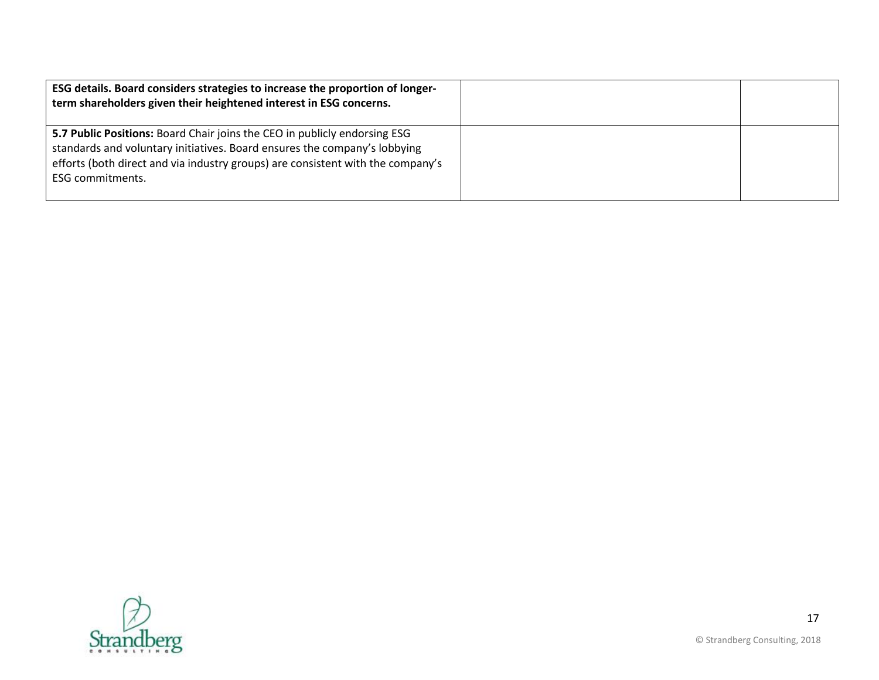| | | |
|---|---|---|
| **ESG details. Board considers strategies to increase the proportion of longer-term shareholders given their heightened interest in ESG concerns.** | | |
| **5.7 Public Positions:** Board Chair joins the CEO in publicly endorsing ESG standards and voluntary initiatives. Board ensures the company's lobbying efforts (both direct and via industry groups) are consistent with the company's ESG commitments. | | |

© Strandberg Consulting, 2018